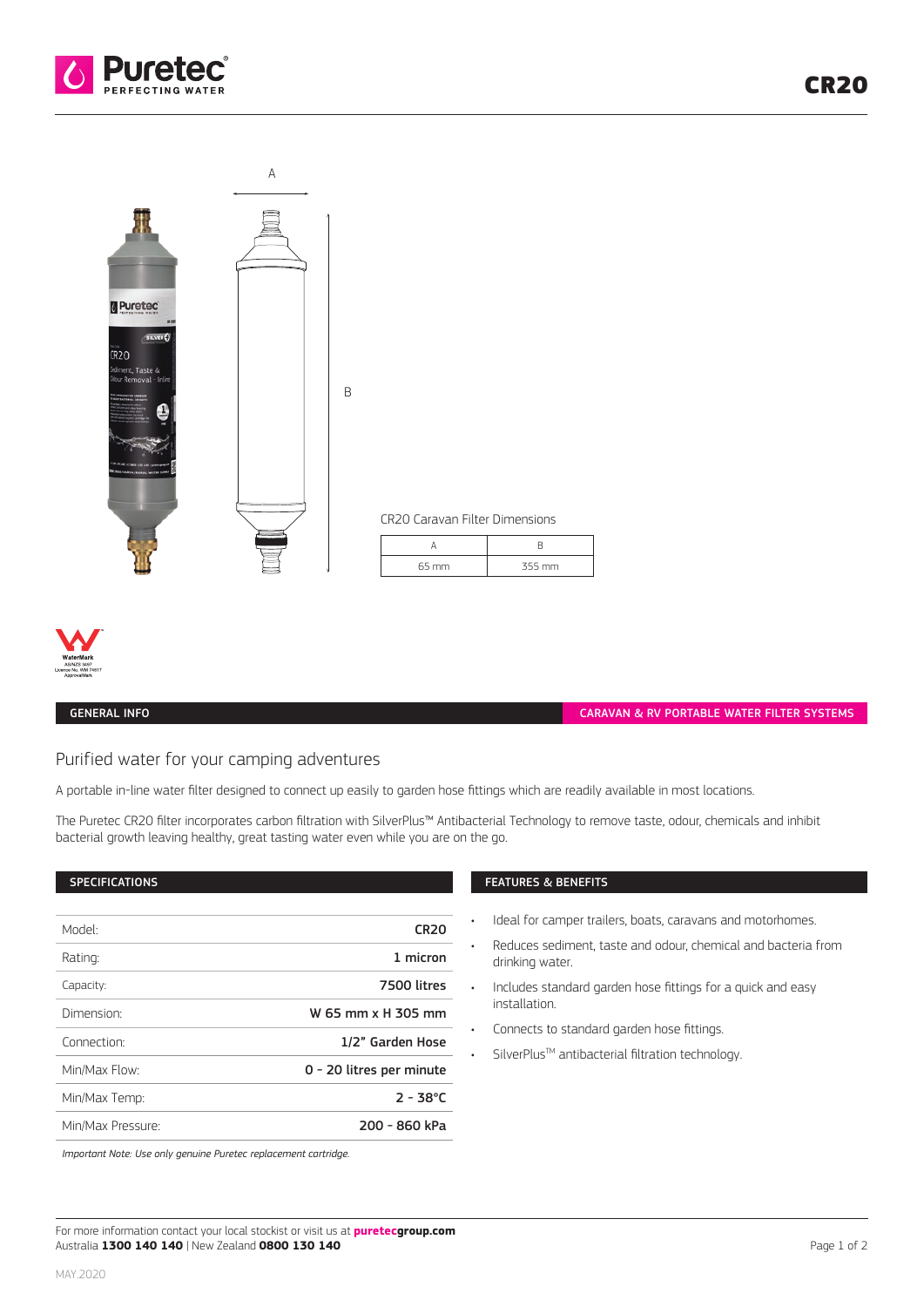# CR20

CR20 Caravan Filter Dimensions

| A | B |
| --- | --- |
| 65 mm | 355 mm |

WaterMark AS/NZS 3497 Licence No. WM 74617 ApprovalMark

## GENERAL INFO

**CARAVAN & RV PORTABLE WATER FILTER SYSTEMS**

### Purified water for your camping adventures

A portable in-line water filter designed to connect up easily to garden hose fittings which are readily available in most locations.

The Puretec CR20 filter incorporates carbon filtration with SilverPlus™ Antibacterial Technology to remove taste, odour, chemicals and inhibit bacterial growth leaving healthy, great tasting water even while you are on the go.

## SPECIFICATIONS

| | |
| --- | --- |
| Model: | **CR20** |
| Rating: | **1 micron** |
| Capacity: | **7500 litres** |
| Dimension: | **W 65 mm x H 305 mm** |
| Connection: | **1/2" Garden Hose** |
| Min/Max Flow: | **0 - 20 litres per minute** |
| Min/Max Temp: | **2 - 38°C** |
| Min/Max Pressure: | **200 - 860 kPa** |

*Important Note: Use only genuine Puretec replacement cartridge.*

## FEATURES & BENEFITS

- Ideal for camper trailers, boats, caravans and motorhomes.
- Reduces sediment, taste and odour, chemical and bacteria from drinking water.
- Includes standard garden hose fittings for a quick and easy installation.
- Connects to standard garden hose fittings.
- SilverPlus™ antibacterial filtration technology.

For more information contact your local stockist or visit us at **puretecgroup.com**
Australia **1300 140 140** | New Zealand **0800 130 140**

MAY.2020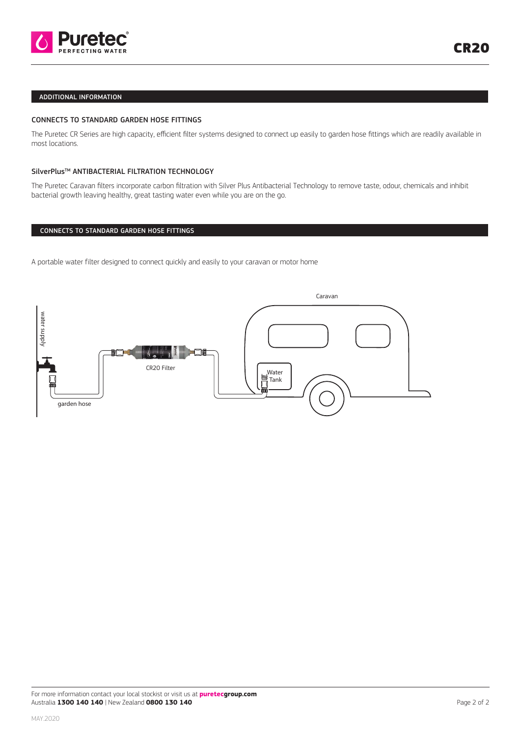## ADDITIONAL INFORMATION

### CONNECTS TO STANDARD GARDEN HOSE FITTINGS

The Puretec CR Series are high capacity, efficient filter systems designed to connect up easily to garden hose fittings which are readily available in most locations.

### SilverPlus™ ANTIBACTERIAL FILTRATION TECHNOLOGY

The Puretec Caravan filters incorporate carbon filtration with Silver Plus Antibacterial Technology to remove taste, odour, chemicals and inhibit bacterial growth leaving healthy, great tasting water even while you are on the go.

## CONNECTS TO STANDARD GARDEN HOSE FITTINGS

A portable water filter designed to connect quickly and easily to your caravan or motor home

Caravan

water supply

CR20 Filter

Water Tank

garden hose

For more information contact your local stockist or visit us at **puretecgroup.com**
Australia **1300 140 140** | New Zealand **0800 130 140**

MAY.2020